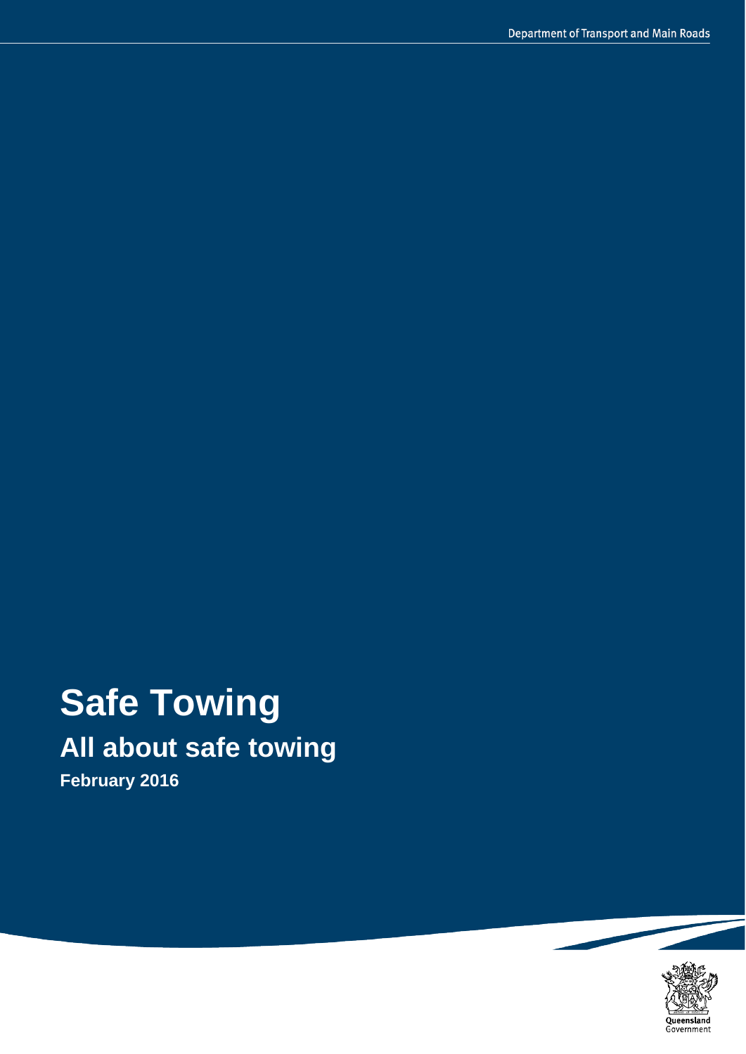Department of Transport and Main Roads

# Safe Towing

## All about safe towing

**February 2016**

Queensland Government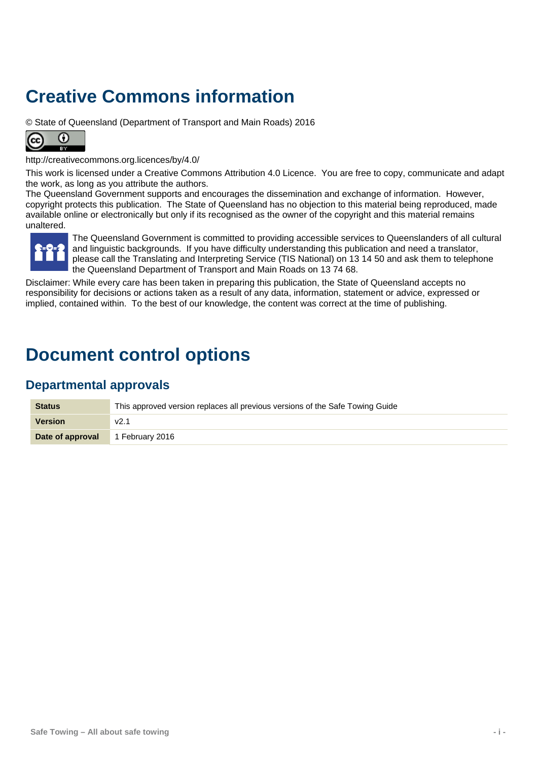# Creative Commons information

© State of Queensland (Department of Transport and Main Roads) 2016

http://creativecommons.org.licences/by/4.0/

This work is licensed under a Creative Commons Attribution 4.0 Licence. You are free to copy, communicate and adapt the work, as long as you attribute the authors.

The Queensland Government supports and encourages the dissemination and exchange of information. However, copyright protects this publication. The State of Queensland has no objection to this material being reproduced, made available online or electronically but only if its recognised as the owner of the copyright and this material remains unaltered.

The Queensland Government is committed to providing accessible services to Queenslanders of all cultural and linguistic backgrounds. If you have difficulty understanding this publication and need a translator, please call the Translating and Interpreting Service (TIS National) on 13 14 50 and ask them to telephone the Queensland Department of Transport and Main Roads on 13 74 68.

Disclaimer: While every care has been taken in preparing this publication, the State of Queensland accepts no responsibility for decisions or actions taken as a result of any data, information, statement or advice, expressed or implied, contained within. To the best of our knowledge, the content was correct at the time of publishing.

# Document control options

## Departmental approvals

| | |
|---|---|
| **Status** | This approved version replaces all previous versions of the Safe Towing Guide |
| **Version** | v2.1 |
| **Date of approval** | 1 February 2016 |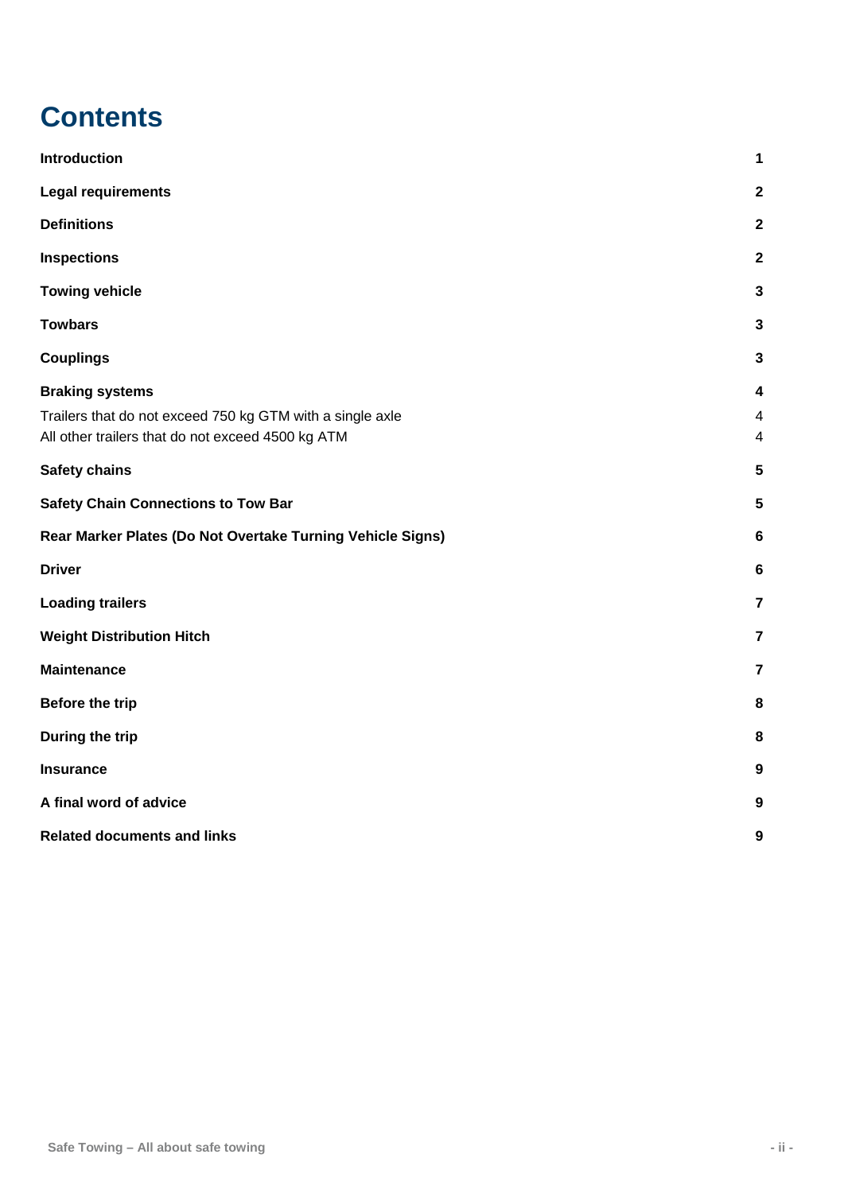# Contents

| | |
|---|---|
| **Introduction** | **1** |
| **Legal requirements** | **2** |
| **Definitions** | **2** |
| **Inspections** | **2** |
| **Towing vehicle** | **3** |
| **Towbars** | **3** |
| **Couplings** | **3** |
| **Braking systems** | **4** |
| Trailers that do not exceed 750 kg GTM with a single axle | 4 |
| All other trailers that do not exceed 4500 kg ATM | 4 |
| **Safety chains** | **5** |
| **Safety Chain Connections to Tow Bar** | **5** |
| **Rear Marker Plates (Do Not Overtake Turning Vehicle Signs)** | **6** |
| **Driver** | **6** |
| **Loading trailers** | **7** |
| **Weight Distribution Hitch** | **7** |
| **Maintenance** | **7** |
| **Before the trip** | **8** |
| **During the trip** | **8** |
| **Insurance** | **9** |
| **A final word of advice** | **9** |
| **Related documents and links** | **9** |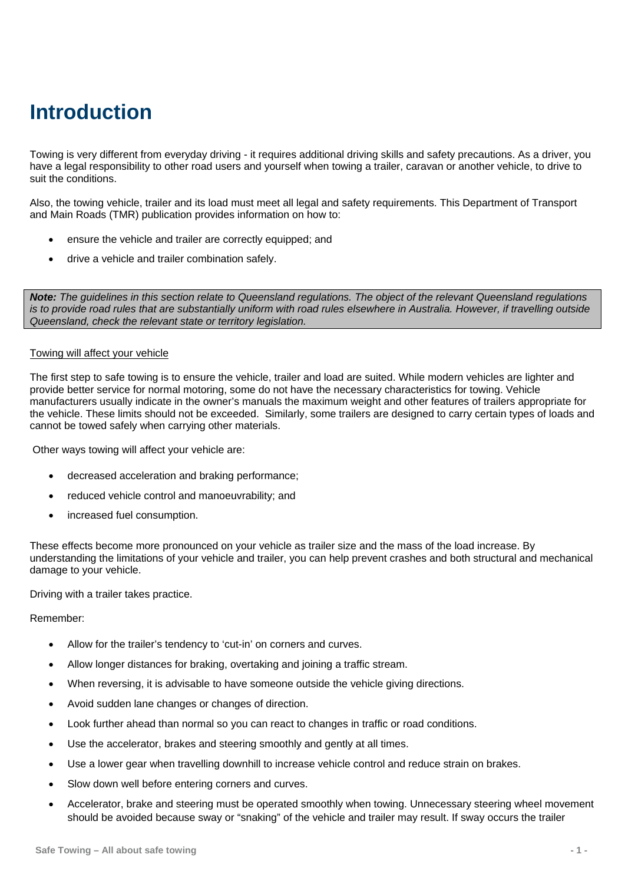# Introduction

Towing is very different from everyday driving - it requires additional driving skills and safety precautions. As a driver, you have a legal responsibility to other road users and yourself when towing a trailer, caravan or another vehicle, to drive to suit the conditions.

Also, the towing vehicle, trailer and its load must meet all legal and safety requirements. This Department of Transport and Main Roads (TMR) publication provides information on how to:

- ensure the vehicle and trailer are correctly equipped; and
- drive a vehicle and trailer combination safely.

> ***Note:*** *The guidelines in this section relate to Queensland regulations. The object of the relevant Queensland regulations is to provide road rules that are substantially uniform with road rules elsewhere in Australia. However, if travelling outside Queensland, check the relevant state or territory legislation.*

<u>Towing will affect your vehicle</u>

The first step to safe towing is to ensure the vehicle, trailer and load are suited. While modern vehicles are lighter and provide better service for normal motoring, some do not have the necessary characteristics for towing. Vehicle manufacturers usually indicate in the owner's manuals the maximum weight and other features of trailers appropriate for the vehicle. These limits should not be exceeded. Similarly, some trailers are designed to carry certain types of loads and cannot be towed safely when carrying other materials.

Other ways towing will affect your vehicle are:

- decreased acceleration and braking performance;
- reduced vehicle control and manoeuvrability; and
- increased fuel consumption.

These effects become more pronounced on your vehicle as trailer size and the mass of the load increase. By understanding the limitations of your vehicle and trailer, you can help prevent crashes and both structural and mechanical damage to your vehicle.

Driving with a trailer takes practice.

Remember:

- Allow for the trailer's tendency to 'cut-in' on corners and curves.
- Allow longer distances for braking, overtaking and joining a traffic stream.
- When reversing, it is advisable to have someone outside the vehicle giving directions.
- Avoid sudden lane changes or changes of direction.
- Look further ahead than normal so you can react to changes in traffic or road conditions.
- Use the accelerator, brakes and steering smoothly and gently at all times.
- Use a lower gear when travelling downhill to increase vehicle control and reduce strain on brakes.
- Slow down well before entering corners and curves.
- Accelerator, brake and steering must be operated smoothly when towing. Unnecessary steering wheel movement should be avoided because sway or "snaking" of the vehicle and trailer may result. If sway occurs the trailer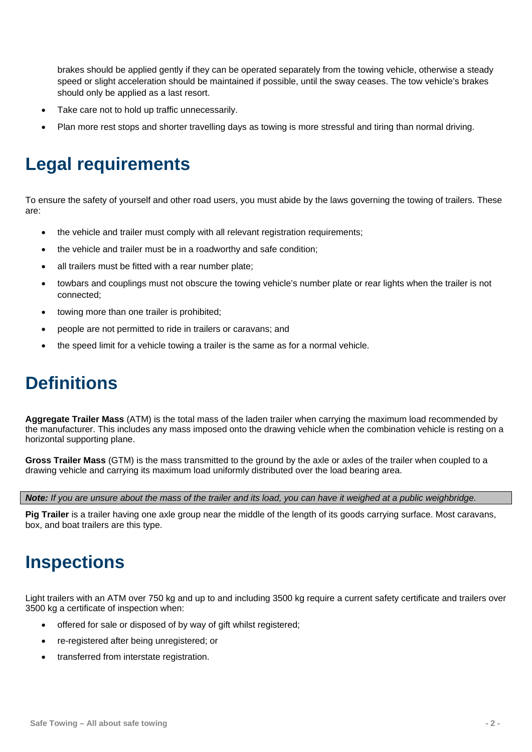brakes should be applied gently if they can be operated separately from the towing vehicle, otherwise a steady speed or slight acceleration should be maintained if possible, until the sway ceases. The tow vehicle's brakes should only be applied as a last resort.

- Take care not to hold up traffic unnecessarily.
- Plan more rest stops and shorter travelling days as towing is more stressful and tiring than normal driving.

# Legal requirements

To ensure the safety of yourself and other road users, you must abide by the laws governing the towing of trailers. These are:

- the vehicle and trailer must comply with all relevant registration requirements;
- the vehicle and trailer must be in a roadworthy and safe condition;
- all trailers must be fitted with a rear number plate;
- towbars and couplings must not obscure the towing vehicle's number plate or rear lights when the trailer is not connected;
- towing more than one trailer is prohibited;
- people are not permitted to ride in trailers or caravans; and
- the speed limit for a vehicle towing a trailer is the same as for a normal vehicle.

# Definitions

**Aggregate Trailer Mass** (ATM) is the total mass of the laden trailer when carrying the maximum load recommended by the manufacturer. This includes any mass imposed onto the drawing vehicle when the combination vehicle is resting on a horizontal supporting plane.

**Gross Trailer Mass** (GTM) is the mass transmitted to the ground by the axle or axles of the trailer when coupled to a drawing vehicle and carrying its maximum load uniformly distributed over the load bearing area.

***Note:*** *If you are unsure about the mass of the trailer and its load, you can have it weighed at a public weighbridge.*

**Pig Trailer** is a trailer having one axle group near the middle of the length of its goods carrying surface. Most caravans, box, and boat trailers are this type.

# Inspections

Light trailers with an ATM over 750 kg and up to and including 3500 kg require a current safety certificate and trailers over 3500 kg a certificate of inspection when:

- offered for sale or disposed of by way of gift whilst registered;
- re-registered after being unregistered; or
- transferred from interstate registration.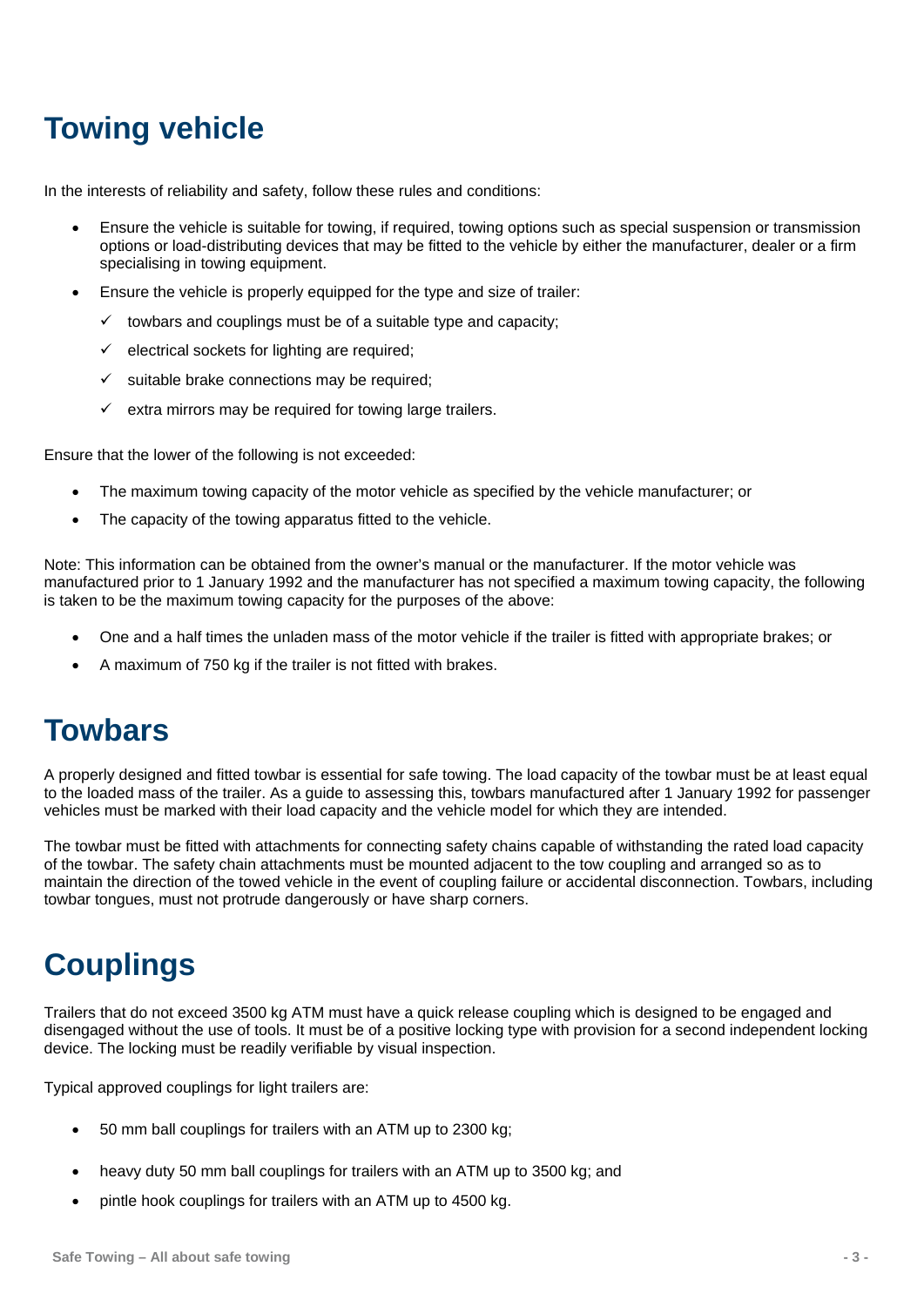# Towing vehicle

In the interests of reliability and safety, follow these rules and conditions:

- Ensure the vehicle is suitable for towing, if required, towing options such as special suspension or transmission options or load-distributing devices that may be fitted to the vehicle by either the manufacturer, dealer or a firm specialising in towing equipment.
- Ensure the vehicle is properly equipped for the type and size of trailer:
  - ✓ towbars and couplings must be of a suitable type and capacity;
  - ✓ electrical sockets for lighting are required;
  - ✓ suitable brake connections may be required;
  - ✓ extra mirrors may be required for towing large trailers.

Ensure that the lower of the following is not exceeded:

- The maximum towing capacity of the motor vehicle as specified by the vehicle manufacturer; or
- The capacity of the towing apparatus fitted to the vehicle.

Note: This information can be obtained from the owner's manual or the manufacturer. If the motor vehicle was manufactured prior to 1 January 1992 and the manufacturer has not specified a maximum towing capacity, the following is taken to be the maximum towing capacity for the purposes of the above:

- One and a half times the unladen mass of the motor vehicle if the trailer is fitted with appropriate brakes; or
- A maximum of 750 kg if the trailer is not fitted with brakes.

# Towbars

A properly designed and fitted towbar is essential for safe towing. The load capacity of the towbar must be at least equal to the loaded mass of the trailer. As a guide to assessing this, towbars manufactured after 1 January 1992 for passenger vehicles must be marked with their load capacity and the vehicle model for which they are intended.

The towbar must be fitted with attachments for connecting safety chains capable of withstanding the rated load capacity of the towbar. The safety chain attachments must be mounted adjacent to the tow coupling and arranged so as to maintain the direction of the towed vehicle in the event of coupling failure or accidental disconnection. Towbars, including towbar tongues, must not protrude dangerously or have sharp corners.

# Couplings

Trailers that do not exceed 3500 kg ATM must have a quick release coupling which is designed to be engaged and disengaged without the use of tools. It must be of a positive locking type with provision for a second independent locking device. The locking must be readily verifiable by visual inspection.

Typical approved couplings for light trailers are:

- 50 mm ball couplings for trailers with an ATM up to 2300 kg;
- heavy duty 50 mm ball couplings for trailers with an ATM up to 3500 kg; and
- pintle hook couplings for trailers with an ATM up to 4500 kg.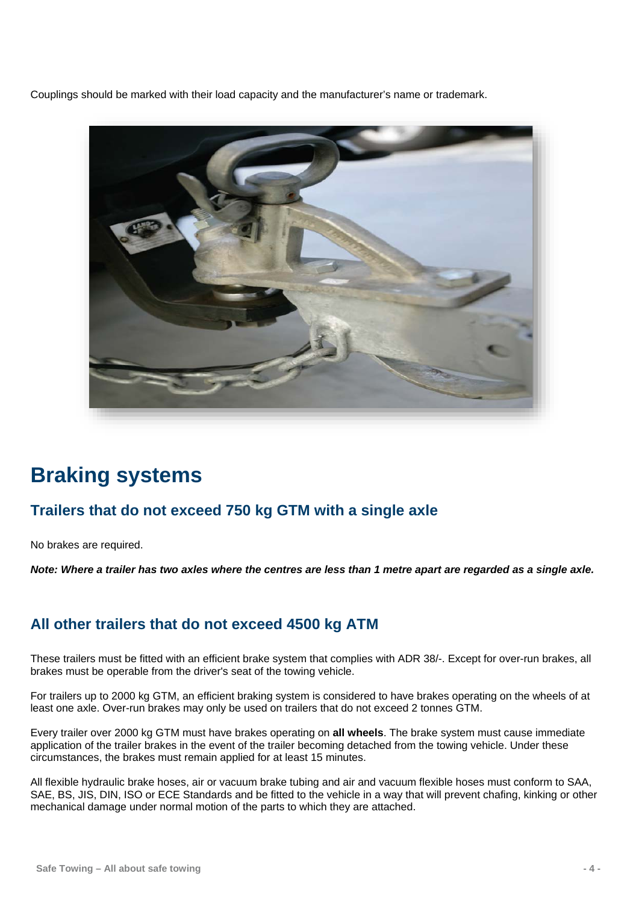Couplings should be marked with their load capacity and the manufacturer's name or trademark.

# Braking systems

## Trailers that do not exceed 750 kg GTM with a single axle

No brakes are required.

***Note: Where a trailer has two axles where the centres are less than 1 metre apart are regarded as a single axle.***

## All other trailers that do not exceed 4500 kg ATM

These trailers must be fitted with an efficient brake system that complies with ADR 38/-. Except for over-run brakes, all brakes must be operable from the driver's seat of the towing vehicle.

For trailers up to 2000 kg GTM, an efficient braking system is considered to have brakes operating on the wheels of at least one axle. Over-run brakes may only be used on trailers that do not exceed 2 tonnes GTM.

Every trailer over 2000 kg GTM must have brakes operating on **all wheels**. The brake system must cause immediate application of the trailer brakes in the event of the trailer becoming detached from the towing vehicle. Under these circumstances, the brakes must remain applied for at least 15 minutes.

All flexible hydraulic brake hoses, air or vacuum brake tubing and air and vacuum flexible hoses must conform to SAA, SAE, BS, JIS, DIN, ISO or ECE Standards and be fitted to the vehicle in a way that will prevent chafing, kinking or other mechanical damage under normal motion of the parts to which they are attached.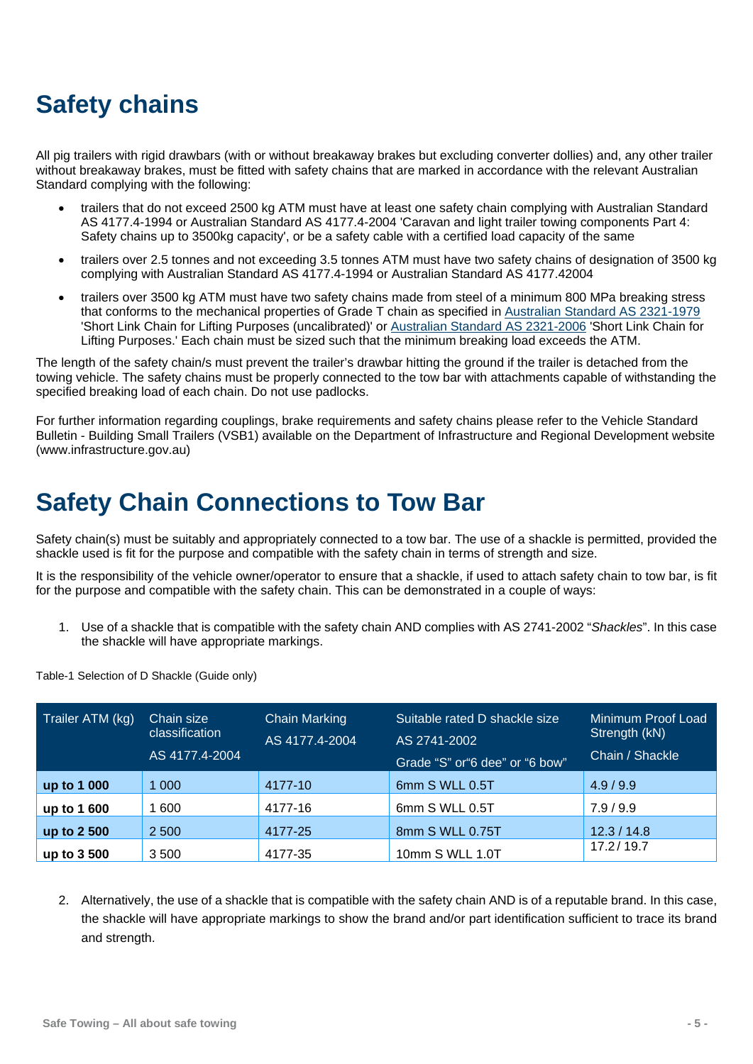# Safety chains

All pig trailers with rigid drawbars (with or without breakaway brakes but excluding converter dollies) and, any other trailer without breakaway brakes, must be fitted with safety chains that are marked in accordance with the relevant Australian Standard complying with the following:

- trailers that do not exceed 2500 kg ATM must have at least one safety chain complying with Australian Standard AS 4177.4-1994 or Australian Standard AS 4177.4-2004 'Caravan and light trailer towing components Part 4: Safety chains up to 3500kg capacity', or be a safety cable with a certified load capacity of the same
- trailers over 2.5 tonnes and not exceeding 3.5 tonnes ATM must have two safety chains of designation of 3500 kg complying with Australian Standard AS 4177.4-1994 or Australian Standard AS 4177.42004
- trailers over 3500 kg ATM must have two safety chains made from steel of a minimum 800 MPa breaking stress that conforms to the mechanical properties of Grade T chain as specified in Australian Standard AS 2321-1979 'Short Link Chain for Lifting Purposes (uncalibrated)' or Australian Standard AS 2321-2006 'Short Link Chain for Lifting Purposes.' Each chain must be sized such that the minimum breaking load exceeds the ATM.

The length of the safety chain/s must prevent the trailer's drawbar hitting the ground if the trailer is detached from the towing vehicle. The safety chains must be properly connected to the tow bar with attachments capable of withstanding the specified breaking load of each chain. Do not use padlocks.

For further information regarding couplings, brake requirements and safety chains please refer to the Vehicle Standard Bulletin - Building Small Trailers (VSB1) available on the Department of Infrastructure and Regional Development website (www.infrastructure.gov.au)

# Safety Chain Connections to Tow Bar

Safety chain(s) must be suitably and appropriately connected to a tow bar. The use of a shackle is permitted, provided the shackle used is fit for the purpose and compatible with the safety chain in terms of strength and size.

It is the responsibility of the vehicle owner/operator to ensure that a shackle, if used to attach safety chain to tow bar, is fit for the purpose and compatible with the safety chain. This can be demonstrated in a couple of ways:

1. Use of a shackle that is compatible with the safety chain AND complies with AS 2741-2002 "*Shackles*". In this case the shackle will have appropriate markings.

Table-1 Selection of D Shackle (Guide only)

| Trailer ATM (kg) | Chain size classification AS 4177.4-2004 | Chain Marking AS 4177.4-2004 | Suitable rated D shackle size AS 2741-2002 Grade "S" or"6 dee" or "6 bow" | Minimum Proof Load Strength (kN) Chain / Shackle |
|---|---|---|---|---|
| **up to 1 000** | 1 000 | 4177-10 | 6mm S WLL 0.5T | 4.9 / 9.9 |
| **up to 1 600** | 1 600 | 4177-16 | 6mm S WLL 0.5T | 7.9 / 9.9 |
| **up to 2 500** | 2 500 | 4177-25 | 8mm S WLL 0.75T | 12.3 / 14.8 |
| **up to 3 500** | 3 500 | 4177-35 | 10mm S WLL 1.0T | 17.2 / 19.7 |

2. Alternatively, the use of a shackle that is compatible with the safety chain AND is of a reputable brand. In this case, the shackle will have appropriate markings to show the brand and/or part identification sufficient to trace its brand and strength.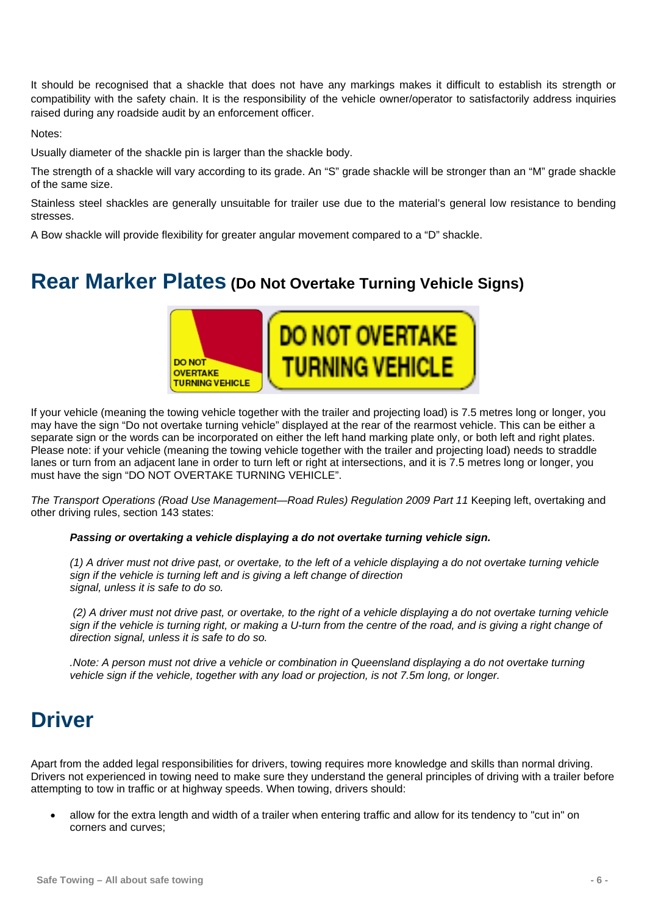It should be recognised that a shackle that does not have any markings makes it difficult to establish its strength or compatibility with the safety chain. It is the responsibility of the vehicle owner/operator to satisfactorily address inquiries raised during any roadside audit by an enforcement officer.

Notes:

Usually diameter of the shackle pin is larger than the shackle body.

The strength of a shackle will vary according to its grade. An "S" grade shackle will be stronger than an "M" grade shackle of the same size.

Stainless steel shackles are generally unsuitable for trailer use due to the material's general low resistance to bending stresses.

A Bow shackle will provide flexibility for greater angular movement compared to a "D" shackle.

# Rear Marker Plates (Do Not Overtake Turning Vehicle Signs)

DO NOT OVERTAKE TURNING VEHICLE

DO NOT OVERTAKE TURNING VEHICLE

If your vehicle (meaning the towing vehicle together with the trailer and projecting load) is 7.5 metres long or longer, you may have the sign "Do not overtake turning vehicle" displayed at the rear of the rearmost vehicle. This can be either a separate sign or the words can be incorporated on either the left hand marking plate only, or both left and right plates. Please note: if your vehicle (meaning the towing vehicle together with the trailer and projecting load) needs to straddle lanes or turn from an adjacent lane in order to turn left or right at intersections, and it is 7.5 metres long or longer, you must have the sign "DO NOT OVERTAKE TURNING VEHICLE".

*The Transport Operations (Road Use Management—Road Rules) Regulation 2009 Part 11* Keeping left, overtaking and other driving rules, section 143 states:

> ***Passing or overtaking a vehicle displaying a do not overtake turning vehicle sign.***
>
> *(1) A driver must not drive past, or overtake, to the left of a vehicle displaying a do not overtake turning vehicle sign if the vehicle is turning left and is giving a left change of direction signal, unless it is safe to do so.*
>
> *(2) A driver must not drive past, or overtake, to the right of a vehicle displaying a do not overtake turning vehicle sign if the vehicle is turning right, or making a U-turn from the centre of the road, and is giving a right change of direction signal, unless it is safe to do so.*
>
> *.Note: A person must not drive a vehicle or combination in Queensland displaying a do not overtake turning vehicle sign if the vehicle, together with any load or projection, is not 7.5m long, or longer.*

# Driver

Apart from the added legal responsibilities for drivers, towing requires more knowledge and skills than normal driving. Drivers not experienced in towing need to make sure they understand the general principles of driving with a trailer before attempting to tow in traffic or at highway speeds. When towing, drivers should:

- allow for the extra length and width of a trailer when entering traffic and allow for its tendency to "cut in" on corners and curves;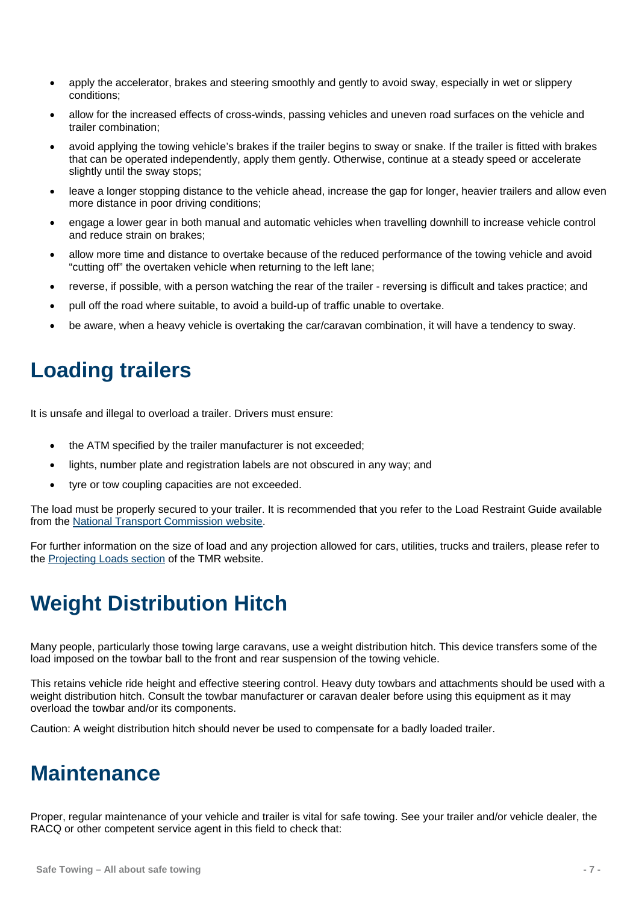- apply the accelerator, brakes and steering smoothly and gently to avoid sway, especially in wet or slippery conditions;
- allow for the increased effects of cross-winds, passing vehicles and uneven road surfaces on the vehicle and trailer combination;
- avoid applying the towing vehicle's brakes if the trailer begins to sway or snake. If the trailer is fitted with brakes that can be operated independently, apply them gently. Otherwise, continue at a steady speed or accelerate slightly until the sway stops;
- leave a longer stopping distance to the vehicle ahead, increase the gap for longer, heavier trailers and allow even more distance in poor driving conditions;
- engage a lower gear in both manual and automatic vehicles when travelling downhill to increase vehicle control and reduce strain on brakes;
- allow more time and distance to overtake because of the reduced performance of the towing vehicle and avoid "cutting off" the overtaken vehicle when returning to the left lane;
- reverse, if possible, with a person watching the rear of the trailer - reversing is difficult and takes practice; and
- pull off the road where suitable, to avoid a build-up of traffic unable to overtake.
- be aware, when a heavy vehicle is overtaking the car/caravan combination, it will have a tendency to sway.

# Loading trailers

It is unsafe and illegal to overload a trailer. Drivers must ensure:

- the ATM specified by the trailer manufacturer is not exceeded;
- lights, number plate and registration labels are not obscured in any way; and
- tyre or tow coupling capacities are not exceeded.

The load must be properly secured to your trailer. It is recommended that you refer to the Load Restraint Guide available from the National Transport Commission website.

For further information on the size of load and any projection allowed for cars, utilities, trucks and trailers, please refer to the Projecting Loads section of the TMR website.

# Weight Distribution Hitch

Many people, particularly those towing large caravans, use a weight distribution hitch. This device transfers some of the load imposed on the towbar ball to the front and rear suspension of the towing vehicle.

This retains vehicle ride height and effective steering control. Heavy duty towbars and attachments should be used with a weight distribution hitch. Consult the towbar manufacturer or caravan dealer before using this equipment as it may overload the towbar and/or its components.

Caution: A weight distribution hitch should never be used to compensate for a badly loaded trailer.

# Maintenance

Proper, regular maintenance of your vehicle and trailer is vital for safe towing. See your trailer and/or vehicle dealer, the RACQ or other competent service agent in this field to check that: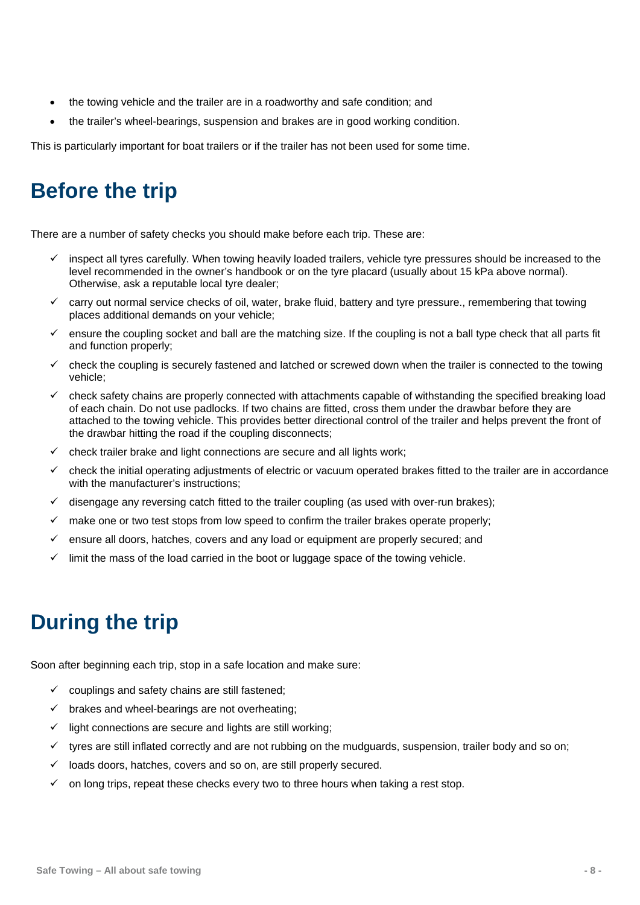- the towing vehicle and the trailer are in a roadworthy and safe condition; and
- the trailer's wheel-bearings, suspension and brakes are in good working condition.

This is particularly important for boat trailers or if the trailer has not been used for some time.

# Before the trip

There are a number of safety checks you should make before each trip. These are:

- ✓ inspect all tyres carefully. When towing heavily loaded trailers, vehicle tyre pressures should be increased to the level recommended in the owner's handbook or on the tyre placard (usually about 15 kPa above normal). Otherwise, ask a reputable local tyre dealer;
- ✓ carry out normal service checks of oil, water, brake fluid, battery and tyre pressure., remembering that towing places additional demands on your vehicle;
- ✓ ensure the coupling socket and ball are the matching size. If the coupling is not a ball type check that all parts fit and function properly;
- ✓ check the coupling is securely fastened and latched or screwed down when the trailer is connected to the towing vehicle;
- ✓ check safety chains are properly connected with attachments capable of withstanding the specified breaking load of each chain. Do not use padlocks. If two chains are fitted, cross them under the drawbar before they are attached to the towing vehicle. This provides better directional control of the trailer and helps prevent the front of the drawbar hitting the road if the coupling disconnects;
- ✓ check trailer brake and light connections are secure and all lights work;
- ✓ check the initial operating adjustments of electric or vacuum operated brakes fitted to the trailer are in accordance with the manufacturer's instructions;
- ✓ disengage any reversing catch fitted to the trailer coupling (as used with over-run brakes);
- ✓ make one or two test stops from low speed to confirm the trailer brakes operate properly;
- ✓ ensure all doors, hatches, covers and any load or equipment are properly secured; and
- ✓ limit the mass of the load carried in the boot or luggage space of the towing vehicle.

# During the trip

Soon after beginning each trip, stop in a safe location and make sure:

- ✓ couplings and safety chains are still fastened;
- ✓ brakes and wheel-bearings are not overheating;
- ✓ light connections are secure and lights are still working;
- ✓ tyres are still inflated correctly and are not rubbing on the mudguards, suspension, trailer body and so on;
- ✓ loads doors, hatches, covers and so on, are still properly secured.
- ✓ on long trips, repeat these checks every two to three hours when taking a rest stop.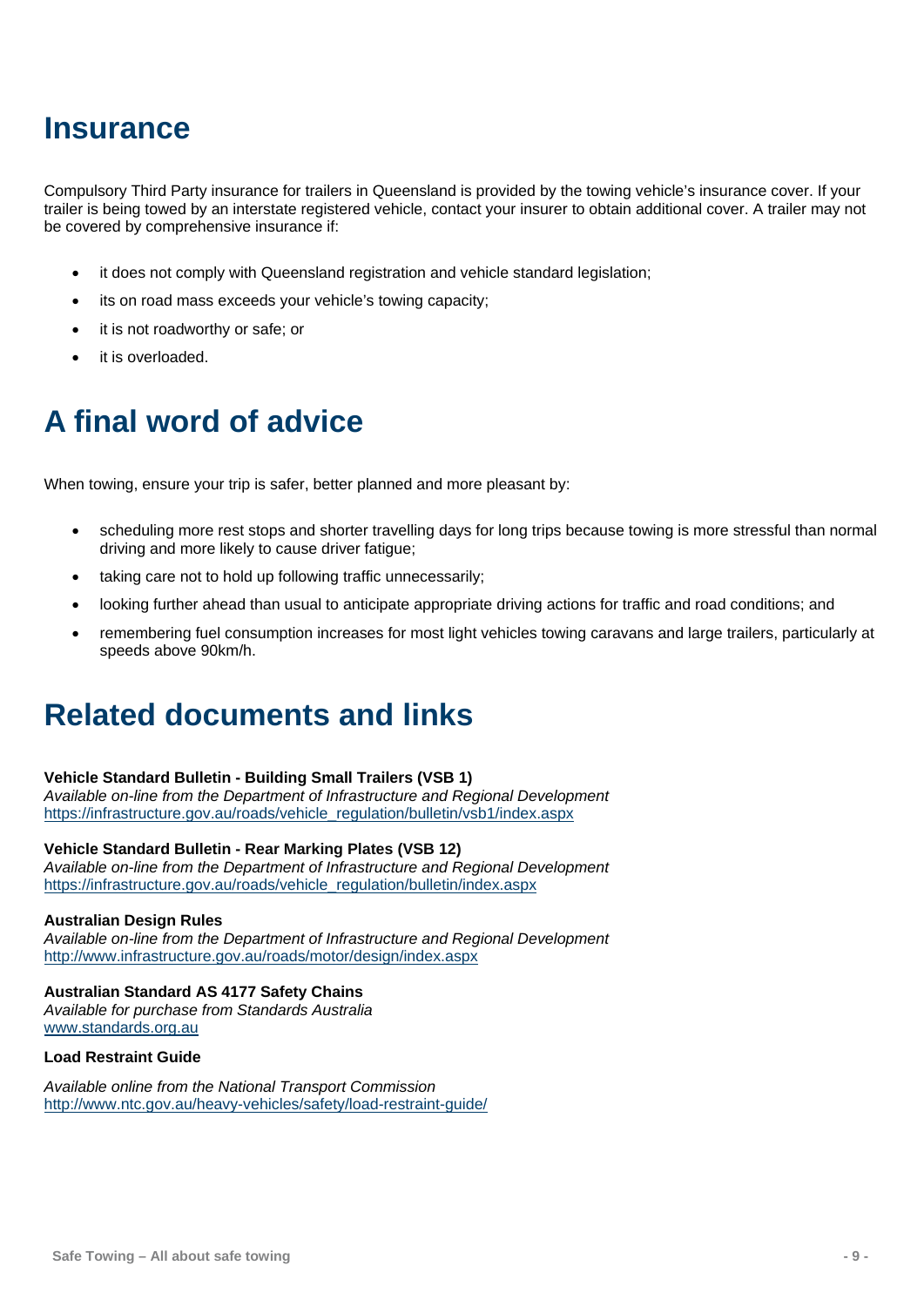# Insurance

Compulsory Third Party insurance for trailers in Queensland is provided by the towing vehicle's insurance cover. If your trailer is being towed by an interstate registered vehicle, contact your insurer to obtain additional cover. A trailer may not be covered by comprehensive insurance if:

- it does not comply with Queensland registration and vehicle standard legislation;
- its on road mass exceeds your vehicle's towing capacity;
- it is not roadworthy or safe; or
- it is overloaded.

# A final word of advice

When towing, ensure your trip is safer, better planned and more pleasant by:

- scheduling more rest stops and shorter travelling days for long trips because towing is more stressful than normal driving and more likely to cause driver fatigue;
- taking care not to hold up following traffic unnecessarily;
- looking further ahead than usual to anticipate appropriate driving actions for traffic and road conditions; and
- remembering fuel consumption increases for most light vehicles towing caravans and large trailers, particularly at speeds above 90km/h.

# Related documents and links

**Vehicle Standard Bulletin - Building Small Trailers (VSB 1)**
*Available on-line from the Department of Infrastructure and Regional Development*
https://infrastructure.gov.au/roads/vehicle_regulation/bulletin/vsb1/index.aspx

**Vehicle Standard Bulletin - Rear Marking Plates (VSB 12)**
*Available on-line from the Department of Infrastructure and Regional Development*
https://infrastructure.gov.au/roads/vehicle_regulation/bulletin/index.aspx

**Australian Design Rules**
*Available on-line from the Department of Infrastructure and Regional Development*
http://www.infrastructure.gov.au/roads/motor/design/index.aspx

**Australian Standard AS 4177 Safety Chains**
*Available for purchase from Standards Australia*
www.standards.org.au

**Load Restraint Guide**

*Available online from the National Transport Commission*
http://www.ntc.gov.au/heavy-vehicles/safety/load-restraint-guide/